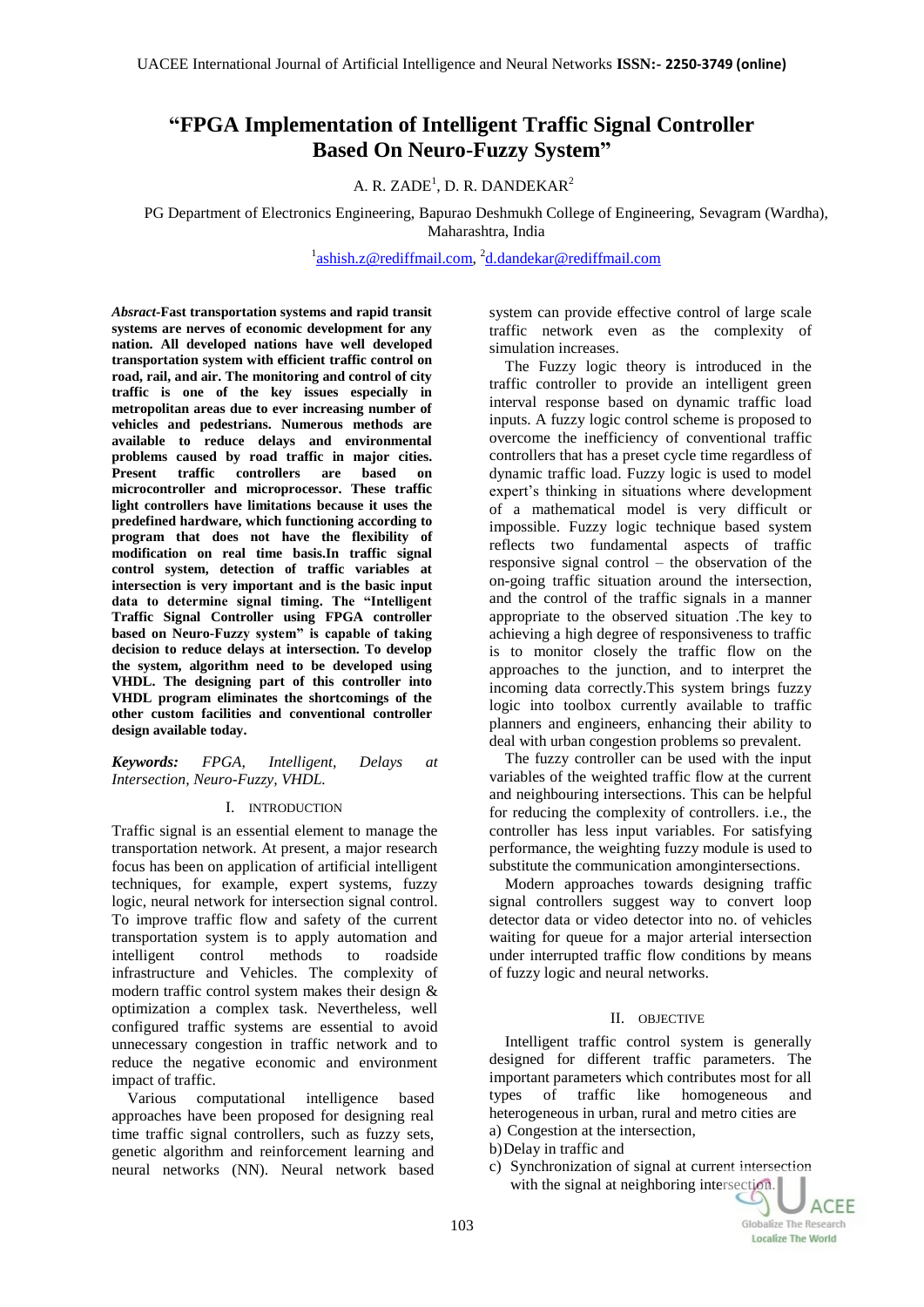# "FPGA Implementation of Intelligent Traffic Signal Controller Based On Neuro-Fuzzy System"

A. R. ZADE[1], D. R. DANDEKAR[2]

PG Department of Electronics Engineering, Bapurao Deshmukh College of Engineering, Sevagram (Wardha), Maharashtra, India

[1]ashish.z@rediffmail.com, [2]d.dandekar@rediffmail.com

***Absract*-Fast transportation systems and rapid transit systems are nerves of economic development for any nation. All developed nations have well developed transportation system with efficient traffic control on road, rail, and air. The monitoring and control of city traffic is one of the key issues especially in metropolitan areas due to ever increasing number of vehicles and pedestrians. Numerous methods are available to reduce delays and environmental problems caused by road traffic in major cities. Present traffic controllers are based on microcontroller and microprocessor. These traffic light controllers have limitations because it uses the predefined hardware, which functioning according to program that does not have the flexibility of modification on real time basis.In traffic signal control system, detection of traffic variables at intersection is very important and is the basic input data to determine signal timing. The "Intelligent Traffic Signal Controller using FPGA controller based on Neuro-Fuzzy system" is capable of taking decision to reduce delays at intersection. To develop the system, algorithm need to be developed using VHDL. The designing part of this controller into VHDL program eliminates the shortcomings of the other custom facilities and conventional controller design available today.**

***Keywords:*** *FPGA, Intelligent, Delays at Intersection, Neuro-Fuzzy, VHDL.*

## I. INTRODUCTION

Traffic signal is an essential element to manage the transportation network. At present, a major research focus has been on application of artificial intelligent techniques, for example, expert systems, fuzzy logic, neural network for intersection signal control. To improve traffic flow and safety of the current transportation system is to apply automation and intelligent control methods to roadside infrastructure and Vehicles. The complexity of modern traffic control system makes their design & optimization a complex task. Nevertheless, well configured traffic systems are essential to avoid unnecessary congestion in traffic network and to reduce the negative economic and environment impact of traffic.

Various computational intelligence based approaches have been proposed for designing real time traffic signal controllers, such as fuzzy sets, genetic algorithm and reinforcement learning and neural networks (NN). Neural network based system can provide effective control of large scale traffic network even as the complexity of simulation increases.

The Fuzzy logic theory is introduced in the traffic controller to provide an intelligent green interval response based on dynamic traffic load inputs. A fuzzy logic control scheme is proposed to overcome the inefficiency of conventional traffic controllers that has a preset cycle time regardless of dynamic traffic load. Fuzzy logic is used to model expert's thinking in situations where development of a mathematical model is very difficult or impossible. Fuzzy logic technique based system reflects two fundamental aspects of traffic responsive signal control – the observation of the on-going traffic situation around the intersection, and the control of the traffic signals in a manner appropriate to the observed situation .The key to achieving a high degree of responsiveness to traffic is to monitor closely the traffic flow on the approaches to the junction, and to interpret the incoming data correctly.This system brings fuzzy logic into toolbox currently available to traffic planners and engineers, enhancing their ability to deal with urban congestion problems so prevalent.

The fuzzy controller can be used with the input variables of the weighted traffic flow at the current and neighbouring intersections. This can be helpful for reducing the complexity of controllers. i.e., the controller has less input variables. For satisfying performance, the weighting fuzzy module is used to substitute the communication amongintersections.

Modern approaches towards designing traffic signal controllers suggest way to convert loop detector data or video detector into no. of vehicles waiting for queue for a major arterial intersection under interrupted traffic flow conditions by means of fuzzy logic and neural networks.

## II. OBJECTIVE

Intelligent traffic control system is generally designed for different traffic parameters. The important parameters which contributes most for all types of traffic like homogeneous and heterogeneous in urban, rural and metro cities are

a) Congestion at the intersection,

b) Delay in traffic and

c) Synchronization of signal at current intersection with the signal at neighboring intersection.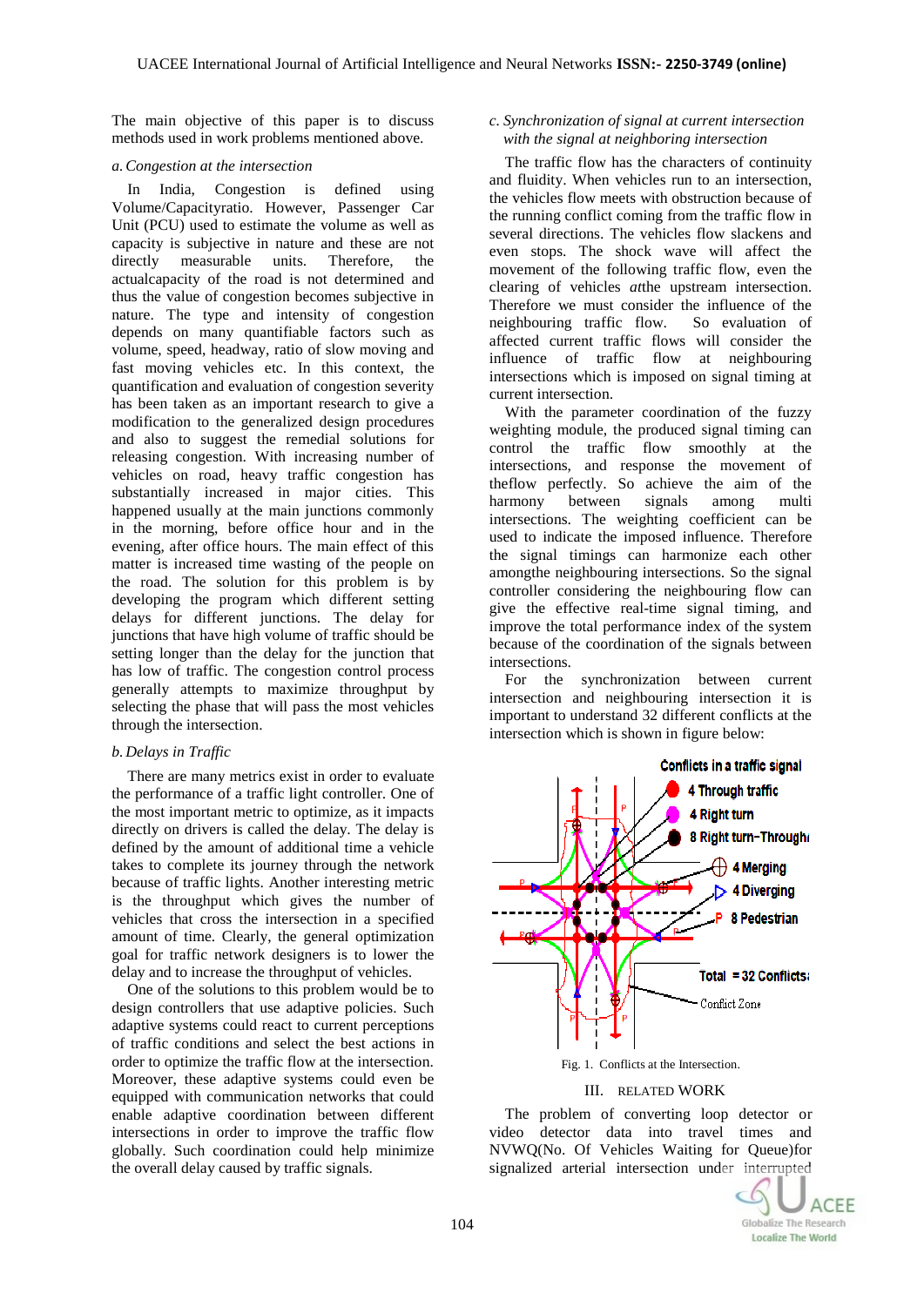The main objective of this paper is to discuss methods used in work problems mentioned above.

### *a. Congestion at the intersection*

In India, Congestion is defined using Volume/Capacityratio. However, Passenger Car Unit (PCU) used to estimate the volume as well as capacity is subjective in nature and these are not directly measurable units. Therefore, the actualcapacity of the road is not determined and thus the value of congestion becomes subjective in nature. The type and intensity of congestion depends on many quantifiable factors such as volume, speed, headway, ratio of slow moving and fast moving vehicles etc. In this context, the quantification and evaluation of congestion severity has been taken as an important research to give a modification to the generalized design procedures and also to suggest the remedial solutions for releasing congestion. With increasing number of vehicles on road, heavy traffic congestion has substantially increased in major cities. This happened usually at the main junctions commonly in the morning, before office hour and in the evening, after office hours. The main effect of this matter is increased time wasting of the people on the road. The solution for this problem is by developing the program which different setting delays for different junctions. The delay for junctions that have high volume of traffic should be setting longer than the delay for the junction that has low of traffic. The congestion control process generally attempts to maximize throughput by selecting the phase that will pass the most vehicles through the intersection.

### *b. Delays in Traffic*

There are many metrics exist in order to evaluate the performance of a traffic light controller. One of the most important metric to optimize, as it impacts directly on drivers is called the delay. The delay is defined by the amount of additional time a vehicle takes to complete its journey through the network because of traffic lights. Another interesting metric is the throughput which gives the number of vehicles that cross the intersection in a specified amount of time. Clearly, the general optimization goal for traffic network designers is to lower the delay and to increase the throughput of vehicles.

One of the solutions to this problem would be to design controllers that use adaptive policies. Such adaptive systems could react to current perceptions of traffic conditions and select the best actions in order to optimize the traffic flow at the intersection. Moreover, these adaptive systems could even be equipped with communication networks that could enable adaptive coordination between different intersections in order to improve the traffic flow globally. Such coordination could help minimize the overall delay caused by traffic signals.

### *c. Synchronization of signal at current intersection with the signal at neighboring intersection*

The traffic flow has the characters of continuity and fluidity. When vehicles run to an intersection, the vehicles flow meets with obstruction because of the running conflict coming from the traffic flow in several directions. The vehicles flow slackens and even stops. The shock wave will affect the movement of the following traffic flow, even the clearing of vehicles *at*the upstream intersection. Therefore we must consider the influence of the neighbouring traffic flow. So evaluation of affected current traffic flows will consider the influence of traffic flow at neighbouring intersections which is imposed on signal timing at current intersection.

With the parameter coordination of the fuzzy weighting module, the produced signal timing can control the traffic flow smoothly at the intersections, and response the movement of theflow perfectly. So achieve the aim of the harmony between signals among multi intersections. The weighting coefficient can be used to indicate the imposed influence. Therefore the signal timings can harmonize each other amongthe neighbouring intersections. So the signal controller considering the neighbouring flow can give the effective real-time signal timing, and improve the total performance index of the system because of the coordination of the signals between intersections.

For the synchronization between current intersection and neighbouring intersection it is important to understand 32 different conflicts at the intersection which is shown in figure below:

Fig. 1. Conflicts at the Intersection.

## III. Related Work

The problem of converting loop detector or video detector data into travel times and NVWQ(No. Of Vehicles Waiting for Queue)for signalized arterial intersection under interrupted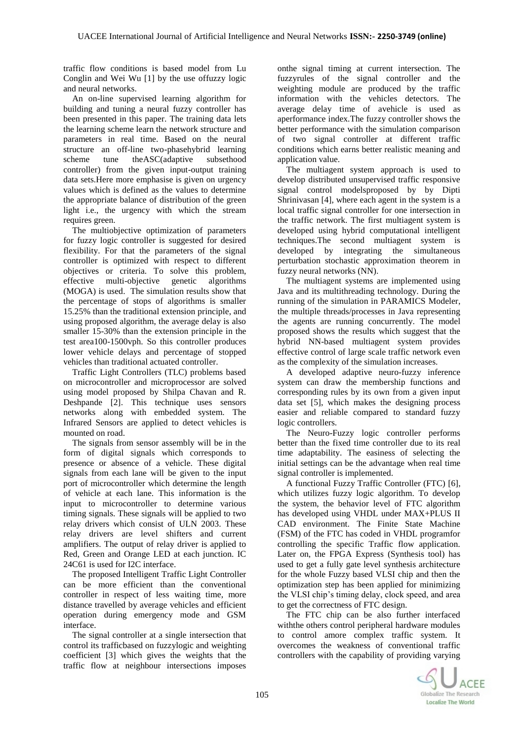traffic flow conditions is based model from Lu Conglin and Wei Wu [1] by the use offuzzy logic and neural networks.

An on-line supervised learning algorithm for building and tuning a neural fuzzy controller has been presented in this paper. The training data lets the learning scheme learn the network structure and parameters in real time. Based on the neural structure an off-line two-phasehybrid learning scheme tune theASC(adaptive subsethood controller) from the given input-output training data sets.Here more emphasise is given on urgency values which is defined as the values to determine the appropriate balance of distribution of the green light i.e., the urgency with which the stream requires green.

The multiobjective optimization of parameters for fuzzy logic controller is suggested for desired flexibility. For that the parameters of the signal controller is optimized with respect to different objectives or criteria. To solve this problem, effective multi-objective genetic algorithms (MOGA) is used. The simulation results show that the percentage of stops of algorithms is smaller 15.25% than the traditional extension principle, and using proposed algorithm, the average delay is also smaller 15-30% than the extension principle in the test area100-1500vph. So this controller produces lower vehicle delays and percentage of stopped vehicles than traditional actuated controller.

Traffic Light Controllers (TLC) problems based on microcontroller and microprocessor are solved using model proposed by Shilpa Chavan and R. Deshpande [2]. This technique uses sensors networks along with embedded system. The Infrared Sensors are applied to detect vehicles is mounted on road.

The signals from sensor assembly will be in the form of digital signals which corresponds to presence or absence of a vehicle. These digital signals from each lane will be given to the input port of microcontroller which determine the length of vehicle at each lane. This information is the input to microcontroller to determine various timing signals. These signals will be applied to two relay drivers which consist of ULN 2003. These relay drivers are level shifters and current amplifiers. The output of relay driver is applied to Red, Green and Orange LED at each junction. IC 24C61 is used for I2C interface.

The proposed Intelligent Traffic Light Controller can be more efficient than the conventional controller in respect of less waiting time, more distance travelled by average vehicles and efficient operation during emergency mode and GSM interface.

The signal controller at a single intersection that control its trafficbased on fuzzylogic and weighting coefficient [3] which gives the weights that the traffic flow at neighbour intersections imposes onthe signal timing at current intersection. The fuzzyrules of the signal controller and the weighting module are produced by the traffic information with the vehicles detectors. The average delay time of avehicle is used as aperformance index.The fuzzy controller shows the better performance with the simulation comparison of two signal controller at different traffic conditions which earns better realistic meaning and application value.

The multiagent system approach is used to develop distributed unsupervised traffic responsive signal control modelsproposed by by Dipti Shrinivasan [4], where each agent in the system is a local traffic signal controller for one intersection in the traffic network. The first multiagent system is developed using hybrid computational intelligent techniques.The second multiagent system is developed by integrating the simultaneous perturbation stochastic approximation theorem in fuzzy neural networks (NN).

The multiagent systems are implemented using Java and its multithreading technology. During the running of the simulation in PARAMICS Modeler, the multiple threads/processes in Java representing the agents are running concurrently. The model proposed shows the results which suggest that the hybrid NN-based multiagent system provides effective control of large scale traffic network even as the complexity of the simulation increases.

A developed adaptive neuro-fuzzy inference system can draw the membership functions and corresponding rules by its own from a given input data set [5], which makes the designing process easier and reliable compared to standard fuzzy logic controllers.

The Neuro-Fuzzy logic controller performs better than the fixed time controller due to its real time adaptability. The easiness of selecting the initial settings can be the advantage when real time signal controller is implemented.

A functional Fuzzy Traffic Controller (FTC) [6], which utilizes fuzzy logic algorithm. To develop the system, the behavior level of FTC algorithm has developed using VHDL under MAX+PLUS II CAD environment. The Finite State Machine (FSM) of the FTC has coded in VHDL programfor controlling the specific Traffic flow application. Later on, the FPGA Express (Synthesis tool) has used to get a fully gate level synthesis architecture for the whole Fuzzy based VLSI chip and then the optimization step has been applied for minimizing the VLSI chip's timing delay, clock speed, and area to get the correctness of FTC design.

The FTC chip can be also further interfaced withthe others control peripheral hardware modules to control amore complex traffic system. It overcomes the weakness of conventional traffic controllers with the capability of providing varying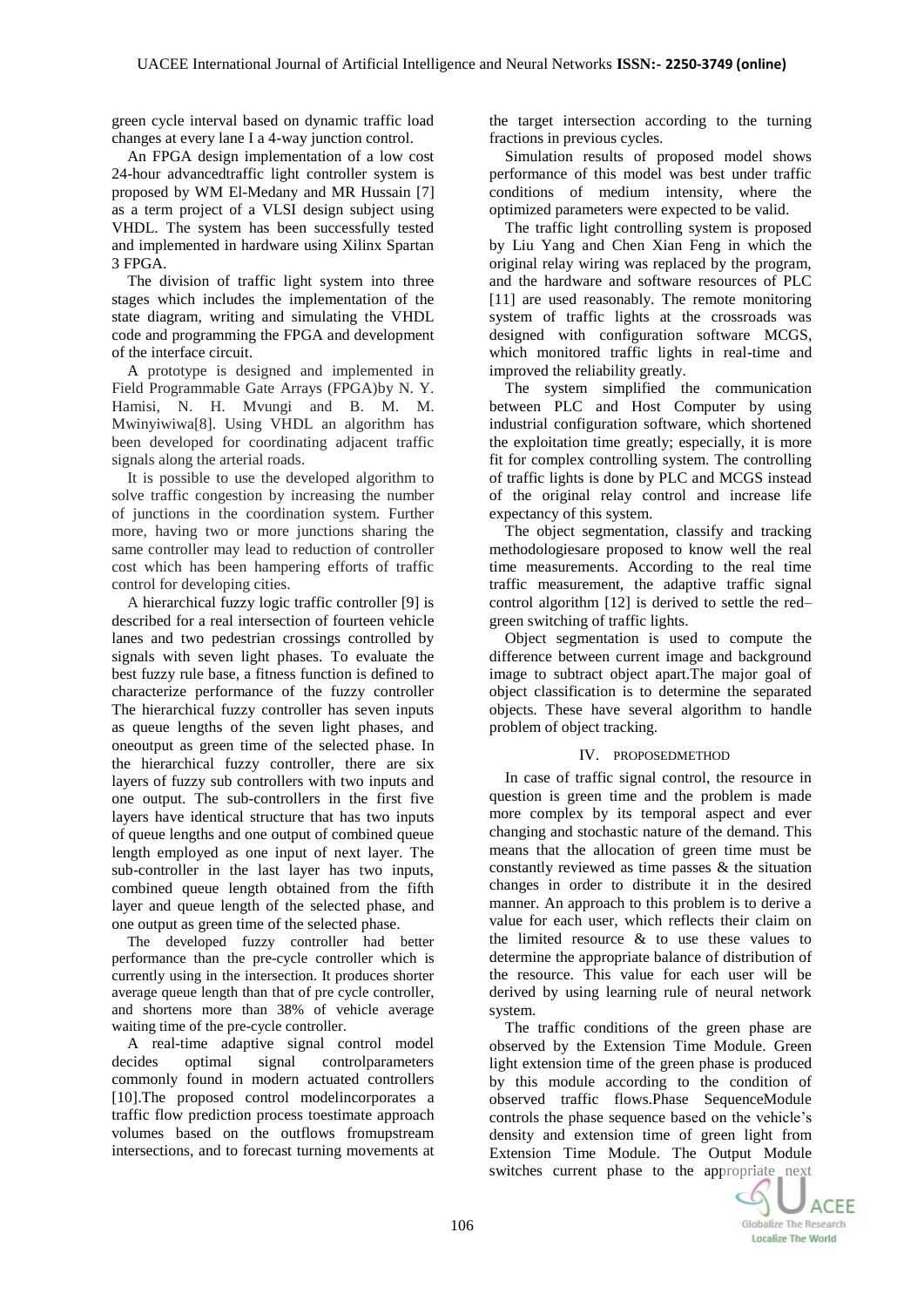green cycle interval based on dynamic traffic load changes at every lane I a 4-way junction control.

An FPGA design implementation of a low cost 24-hour advancedtraffic light controller system is proposed by WM El-Medany and MR Hussain [7] as a term project of a VLSI design subject using VHDL. The system has been successfully tested and implemented in hardware using Xilinx Spartan 3 FPGA.

The division of traffic light system into three stages which includes the implementation of the state diagram, writing and simulating the VHDL code and programming the FPGA and development of the interface circuit.

A prototype is designed and implemented in Field Programmable Gate Arrays (FPGA)by N. Y. Hamisi, N. H. Mvungi and B. M. M. Mwinyiwiwa[8]. Using VHDL an algorithm has been developed for coordinating adjacent traffic signals along the arterial roads.

It is possible to use the developed algorithm to solve traffic congestion by increasing the number of junctions in the coordination system. Further more, having two or more junctions sharing the same controller may lead to reduction of controller cost which has been hampering efforts of traffic control for developing cities.

A hierarchical fuzzy logic traffic controller [9] is described for a real intersection of fourteen vehicle lanes and two pedestrian crossings controlled by signals with seven light phases. To evaluate the best fuzzy rule base, a fitness function is defined to characterize performance of the fuzzy controller The hierarchical fuzzy controller has seven inputs as queue lengths of the seven light phases, and oneoutput as green time of the selected phase. In the hierarchical fuzzy controller, there are six layers of fuzzy sub controllers with two inputs and one output. The sub-controllers in the first five layers have identical structure that has two inputs of queue lengths and one output of combined queue length employed as one input of next layer. The sub-controller in the last layer has two inputs, combined queue length obtained from the fifth layer and queue length of the selected phase, and one output as green time of the selected phase.

The developed fuzzy controller had better performance than the pre-cycle controller which is currently using in the intersection. It produces shorter average queue length than that of pre cycle controller, and shortens more than 38% of vehicle average waiting time of the pre-cycle controller.

A real-time adaptive signal control model decides optimal signal controlparameters commonly found in modern actuated controllers [10].The proposed control modelincorporates a traffic flow prediction process toestimate approach volumes based on the outflows fromupstream intersections, and to forecast turning movements at the target intersection according to the turning fractions in previous cycles.

Simulation results of proposed model shows performance of this model was best under traffic conditions of medium intensity, where the optimized parameters were expected to be valid.

The traffic light controlling system is proposed by Liu Yang and Chen Xian Feng in which the original relay wiring was replaced by the program, and the hardware and software resources of PLC [11] are used reasonably. The remote monitoring system of traffic lights at the crossroads was designed with configuration software MCGS, which monitored traffic lights in real-time and improved the reliability greatly.

The system simplified the communication between PLC and Host Computer by using industrial configuration software, which shortened the exploitation time greatly; especially, it is more fit for complex controlling system. The controlling of traffic lights is done by PLC and MCGS instead of the original relay control and increase life expectancy of this system.

The object segmentation, classify and tracking methodologiesare proposed to know well the real time measurements. According to the real time traffic measurement, the adaptive traffic signal control algorithm [12] is derived to settle the red–green switching of traffic lights.

Object segmentation is used to compute the difference between current image and background image to subtract object apart.The major goal of object classification is to determine the separated objects. These have several algorithm to handle problem of object tracking.

## IV. PROPOSEDMETHOD

In case of traffic signal control, the resource in question is green time and the problem is made more complex by its temporal aspect and ever changing and stochastic nature of the demand. This means that the allocation of green time must be constantly reviewed as time passes & the situation changes in order to distribute it in the desired manner. An approach to this problem is to derive a value for each user, which reflects their claim on the limited resource & to use these values to determine the appropriate balance of distribution of the resource. This value for each user will be derived by using learning rule of neural network system.

The traffic conditions of the green phase are observed by the Extension Time Module. Green light extension time of the green phase is produced by this module according to the condition of observed traffic flows.Phase SequenceModule controls the phase sequence based on the vehicle's density and extension time of green light from Extension Time Module. The Output Module switches current phase to the appropriate next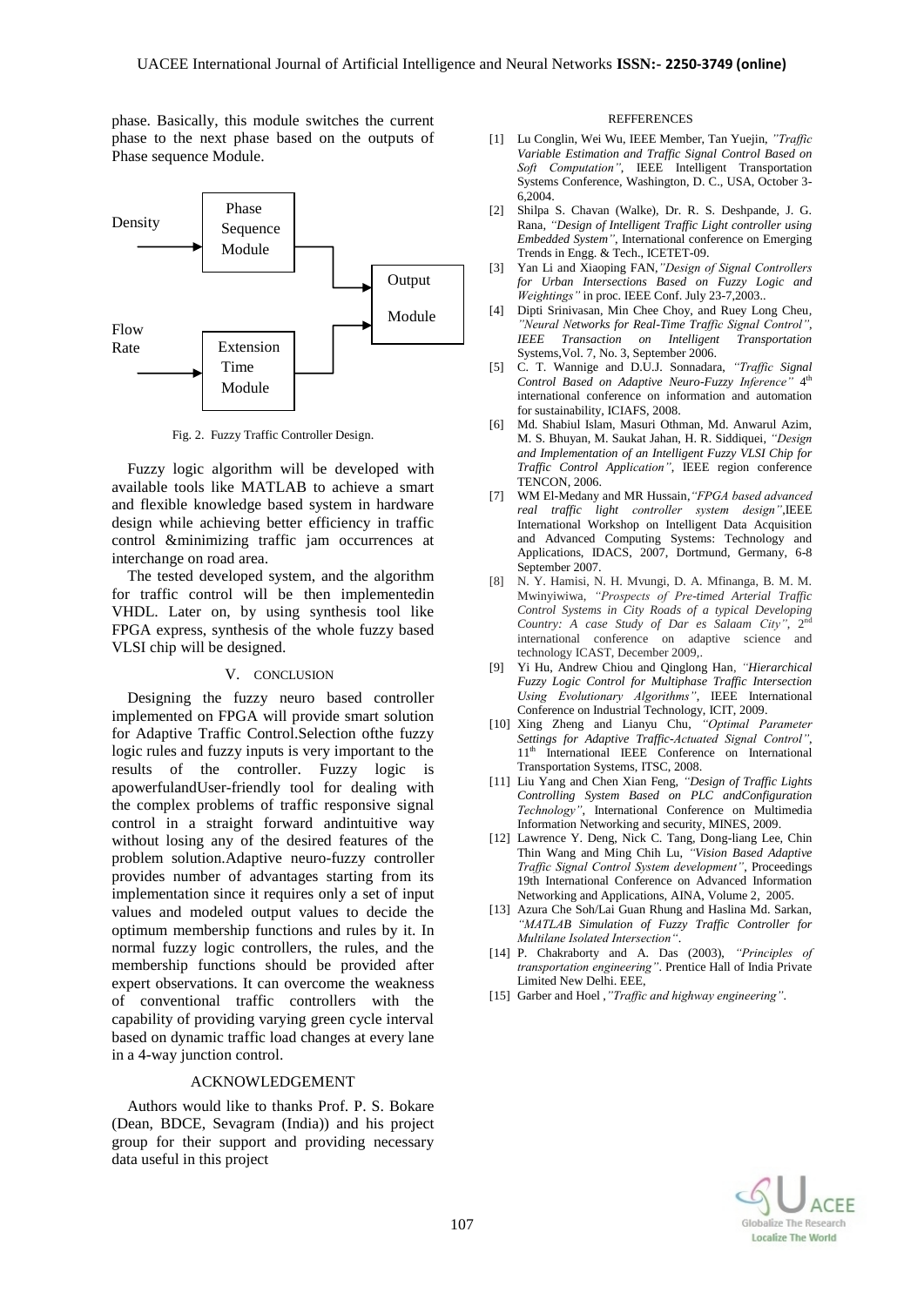phase. Basically, this module switches the current phase to the next phase based on the outputs of Phase sequence Module.

Density

Phase Sequence Module

Output Module

Flow Rate

Extension Time Module

Fig. 2. Fuzzy Traffic Controller Design.

Fuzzy logic algorithm will be developed with available tools like MATLAB to achieve a smart and flexible knowledge based system in hardware design while achieving better efficiency in traffic control &minimizing traffic jam occurrences at interchange on road area.

The tested developed system, and the algorithm for traffic control will be then implementedin VHDL. Later on, by using synthesis tool like FPGA express, synthesis of the whole fuzzy based VLSI chip will be designed.

## V. CONCLUSION

Designing the fuzzy neuro based controller implemented on FPGA will provide smart solution for Adaptive Traffic Control.Selection ofthe fuzzy logic rules and fuzzy inputs is very important to the results of the controller. Fuzzy logic is apowerfulandUser-friendly tool for dealing with the complex problems of traffic responsive signal control in a straight forward andintuitive way without losing any of the desired features of the problem solution.Adaptive neuro-fuzzy controller provides number of advantages starting from its implementation since it requires only a set of input values and modeled output values to decide the optimum membership functions and rules by it. In normal fuzzy logic controllers, the rules, and the membership functions should be provided after expert observations. It can overcome the weakness of conventional traffic controllers with the capability of providing varying green cycle interval based on dynamic traffic load changes at every lane in a 4-way junction control.

## ACKNOWLEDGEMENT

Authors would like to thanks Prof. P. S. Bokare (Dean, BDCE, Sevagram (India)) and his project group for their support and providing necessary data useful in this project

## REFFERENCES

[1] Lu Conglin, Wei Wu, IEEE Member, Tan Yuejin, *"Traffic Variable Estimation and Traffic Signal Control Based on Soft Computation"*, IEEE Intelligent Transportation Systems Conference, Washington, D. C., USA, October 3-6,2004.

[2] Shilpa S. Chavan (Walke), Dr. R. S. Deshpande, J. G. Rana, *"Design of Intelligent Traffic Light controller using Embedded System"*, International conference on Emerging Trends in Engg. & Tech., ICETET-09.

[3] Yan Li and Xiaoping FAN,*"Design of Signal Controllers for Urban Intersections Based on Fuzzy Logic and Weightings"* in proc. IEEE Conf. July 23-7,2003..

[4] Dipti Srinivasan, Min Chee Choy, and Ruey Long Cheu, *"Neural Networks for Real-Time Traffic Signal Control"*, *IEEE Transaction on Intelligent Transportation* Systems,Vol. 7, No. 3, September 2006.

[5] C. T. Wannige and D.U.J. Sonnadara, *"Traffic Signal Control Based on Adaptive Neuro-Fuzzy Inference"* 4th international conference on information and automation for sustainability, ICIAFS, 2008.

[6] Md. Shabiul Islam, Masuri Othman, Md. Anwarul Azim, M. S. Bhuyan, M. Saukat Jahan, H. R. Siddiquei, *"Design and Implementation of an Intelligent Fuzzy VLSI Chip for Traffic Control Application"*, IEEE region conference TENCON, 2006.

[7] WM El-Medany and MR Hussain,*"FPGA based advanced real traffic light controller system design"*,IEEE International Workshop on Intelligent Data Acquisition and Advanced Computing Systems: Technology and Applications, IDACS, 2007, Dortmund, Germany, 6-8 September 2007.

[8] N. Y. Hamisi, N. H. Mvungi, D. A. Mfinanga, B. M. M. Mwinyiwiwa, *"Prospects of Pre-timed Arterial Traffic Control Systems in City Roads of a typical Developing Country: A case Study of Dar es Salaam City"*, 2nd international conference on adaptive science and technology ICAST, December 2009,.

[9] Yi Hu, Andrew Chiou and Qinglong Han, *"Hierarchical Fuzzy Logic Control for Multiphase Traffic Intersection Using Evolutionary Algorithms"*, IEEE International Conference on Industrial Technology, ICIT, 2009.

[10] Xing Zheng and Lianyu Chu, *"Optimal Parameter Settings for Adaptive Traffic-Actuated Signal Control"*, 11th International IEEE Conference on International Transportation Systems, ITSC, 2008.

[11] Liu Yang and Chen Xian Feng, *"Design of Traffic Lights Controlling System Based on PLC andConfiguration Technology"*, International Conference on Multimedia Information Networking and security, MINES, 2009.

[12] Lawrence Y. Deng, Nick C. Tang, Dong-liang Lee, Chin Thin Wang and Ming Chih Lu, *"Vision Based Adaptive Traffic Signal Control System development"*, Proceedings 19th International Conference on Advanced Information Networking and Applications, AINA, Volume 2, 2005.

[13] Azura Che Soh/Lai Guan Rhung and Haslina Md. Sarkan, *"MATLAB Simulation of Fuzzy Traffic Controller for Multilane Isolated Intersection"*.

[14] P. Chakraborty and A. Das (2003), *"Principles of transportation engineering"*. Prentice Hall of India Private Limited New Delhi. EEE,

[15] Garber and Hoel ,*"Traffic and highway engineering"*.